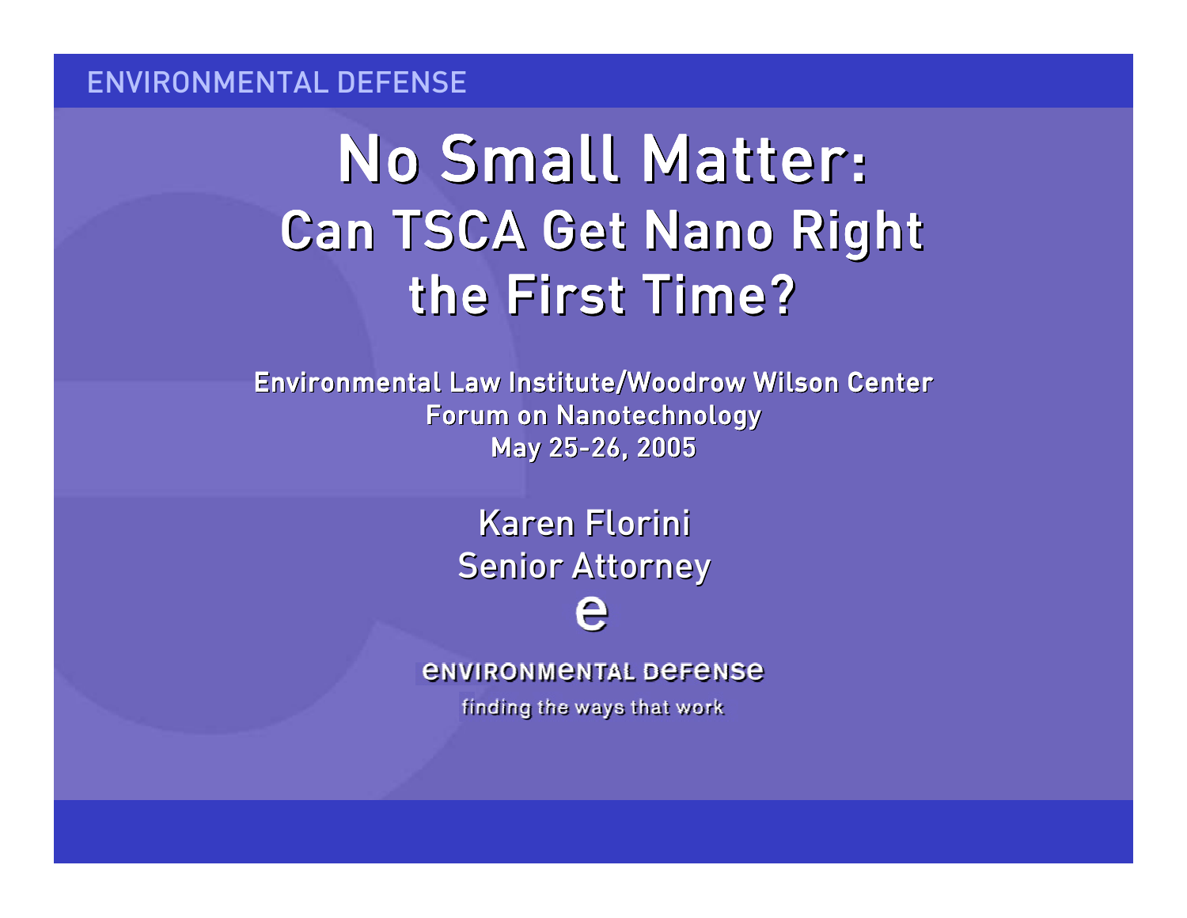ENVIRONMENTAL DEFENSE

# No Small Matter:
## Can TSCA Get Nano Right the First Time?

**Environmental Law Institute/Woodrow Wilson Center**
**Forum on Nanotechnology**
**May 25-26, 2005**

Karen Florini
Senior Attorney

e

ENVIRONMENTAL DEFENSE

finding the ways that work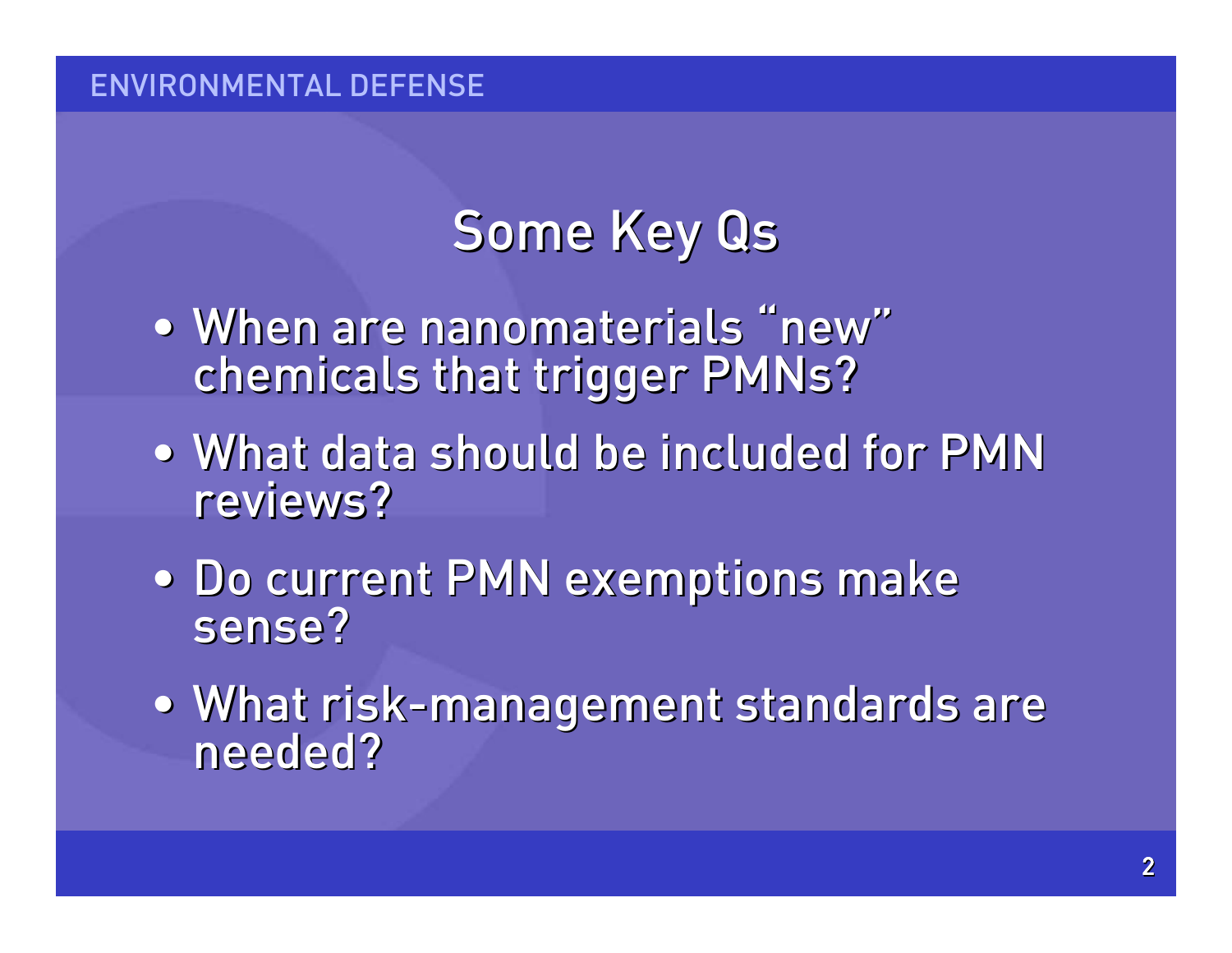# Some Key Qs

- When are nanomaterials "new" chemicals that trigger PMNs?
- What data should be included for PMN reviews?
- Do current PMN exemptions make sense?
- What risk-management standards are needed?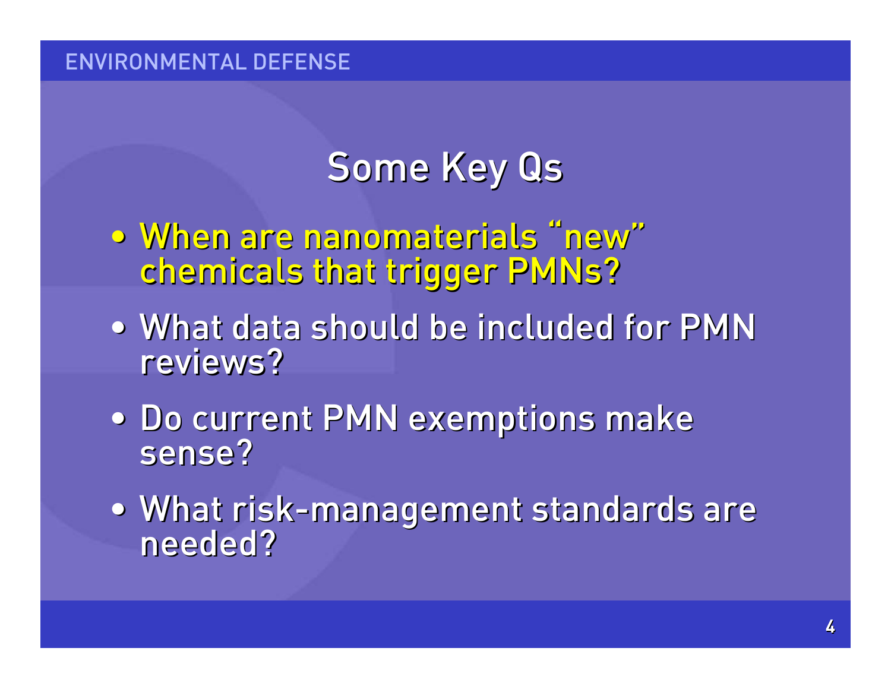# Some Key Qs

- When are nanomaterials "new" chemicals that trigger PMNs?
- What data should be included for PMN reviews?
- Do current PMN exemptions make sense?
- What risk-management standards are needed?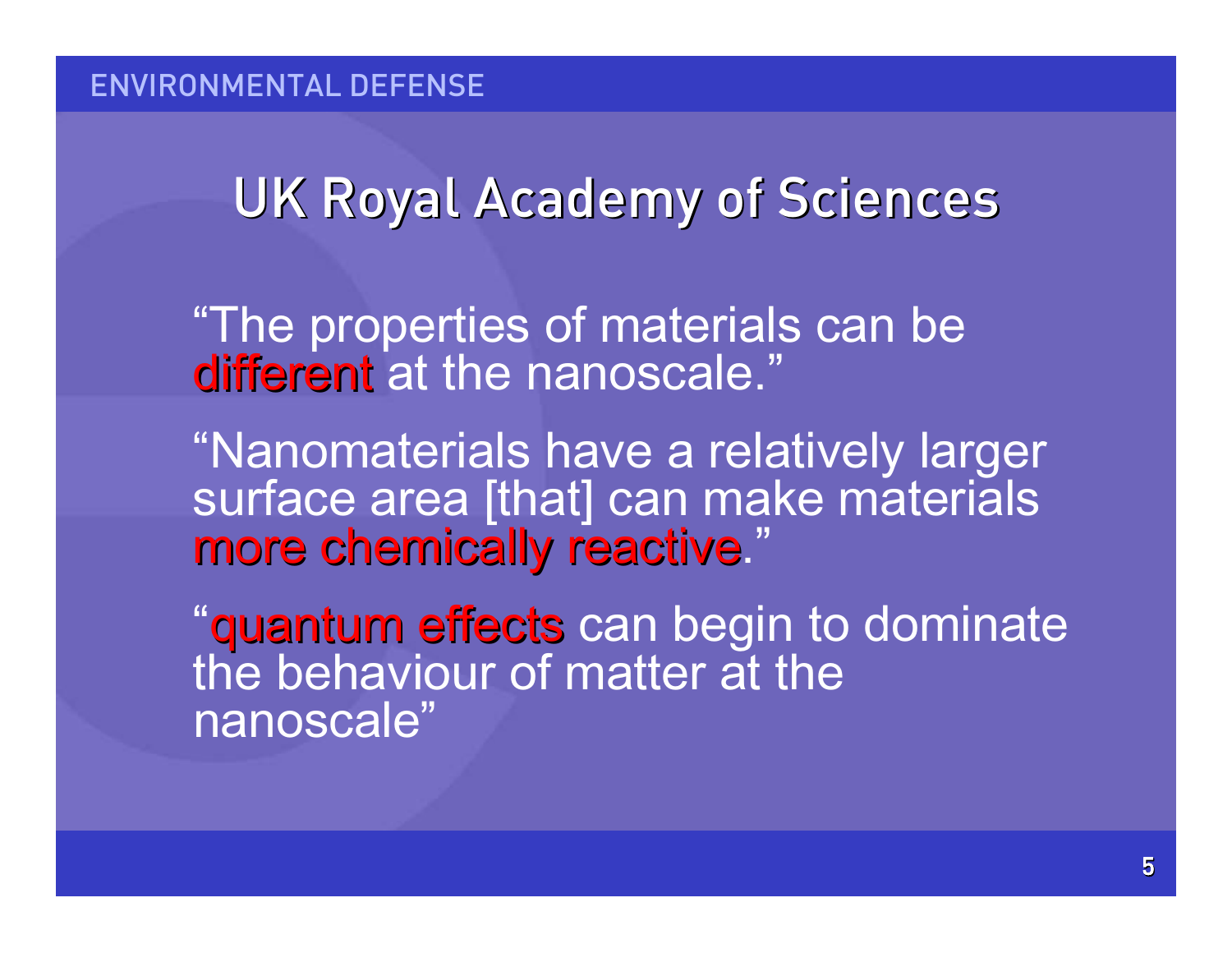# UK Royal Academy of Sciences

"The properties of materials can be **different** at the nanoscale."

"Nanomaterials have a relatively larger surface area [that] can make materials **more chemically reactive**."

"**quantum effects** can begin to dominate the behaviour of matter at the nanoscale"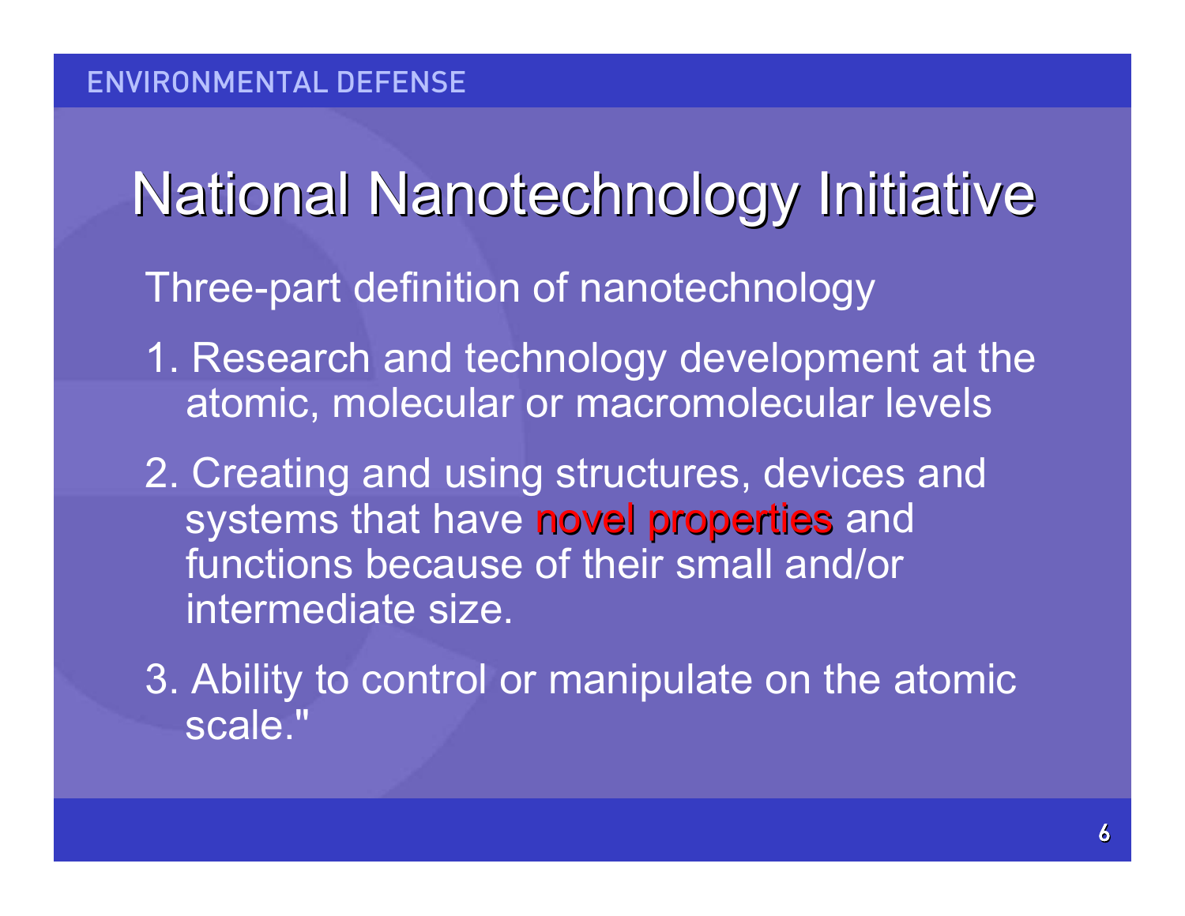# National Nanotechnology Initiative

Three-part definition of nanotechnology

1. Research and technology development at the atomic, molecular or macromolecular levels
2. Creating and using structures, devices and systems that have novel properties and functions because of their small and/or intermediate size.
3. Ability to control or manipulate on the atomic scale."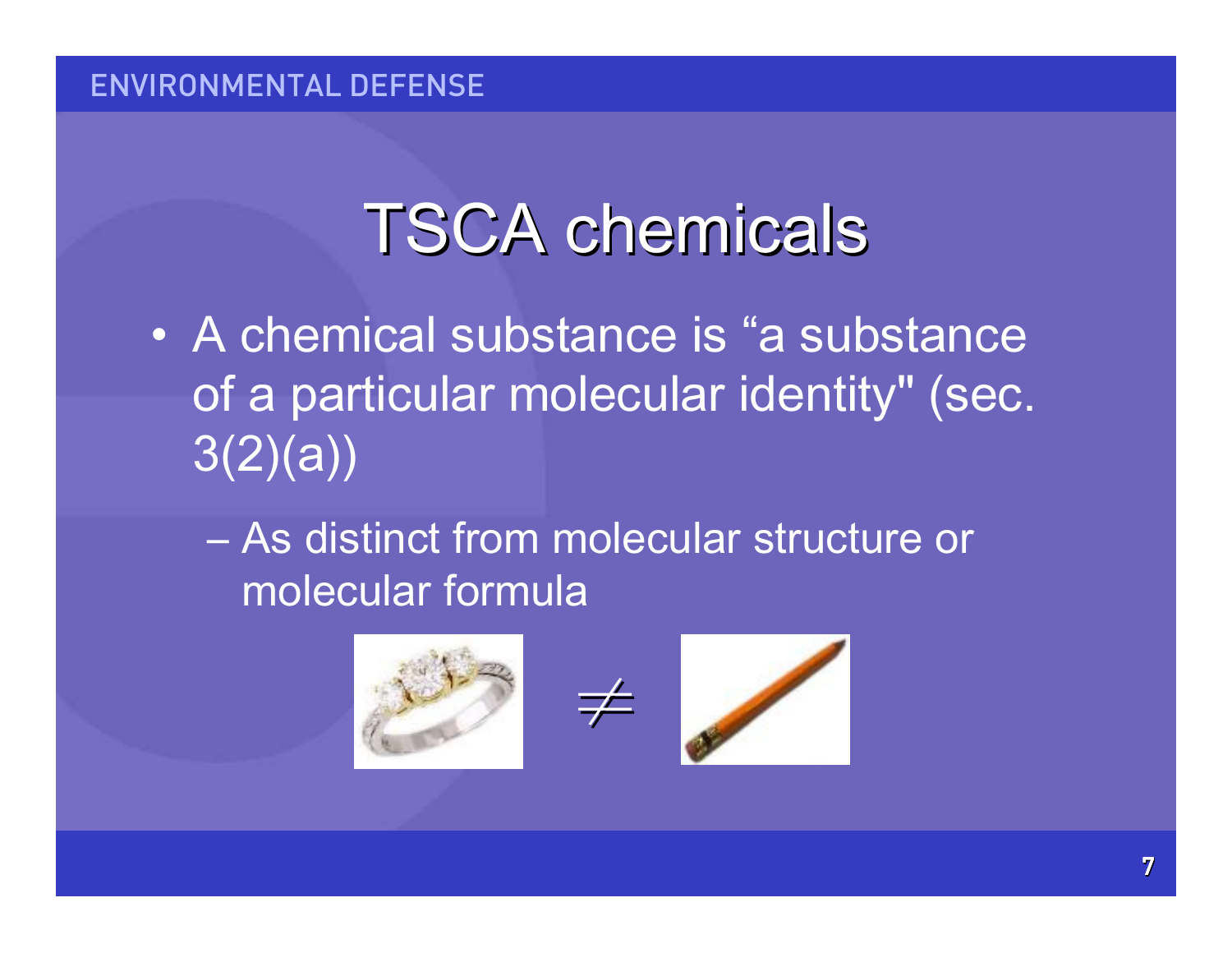# TSCA chemicals

- A chemical substance is “a substance of a particular molecular identity" (sec. 3(2)(a))
  - As distinct from molecular structure or molecular formula

$\neq$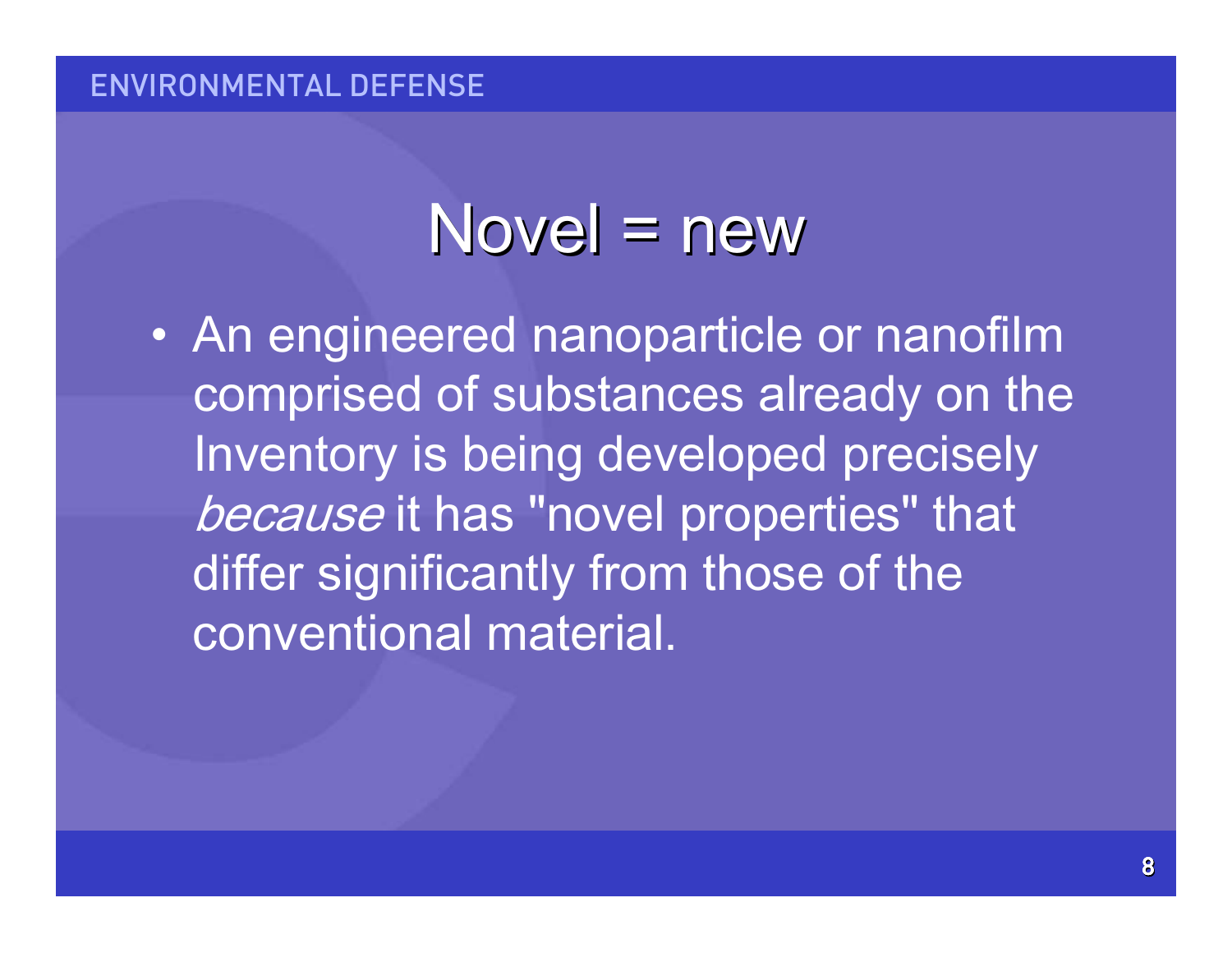# Novel = new

- An engineered nanoparticle or nanofilm comprised of substances already on the Inventory is being developed precisely *because* it has "novel properties" that differ significantly from those of the conventional material.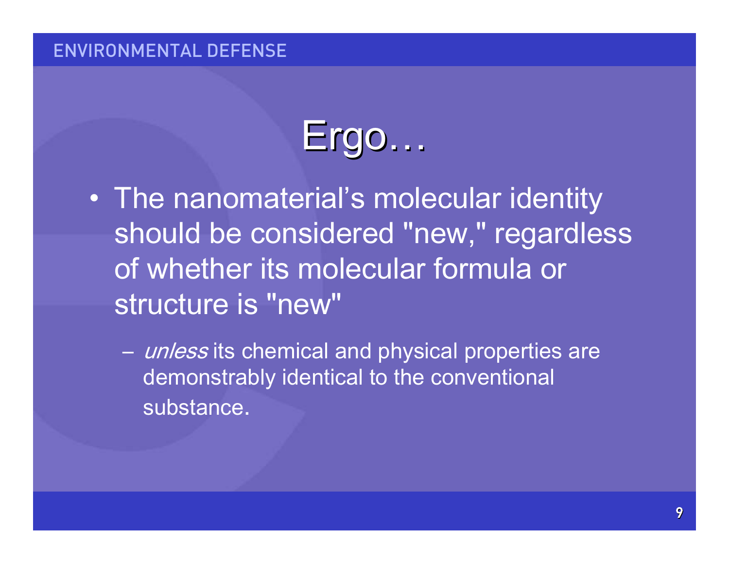# Ergo…

- The nanomaterial's molecular identity should be considered "new," regardless of whether its molecular formula or structure is "new"
  - *unless* its chemical and physical properties are demonstrably identical to the conventional substance.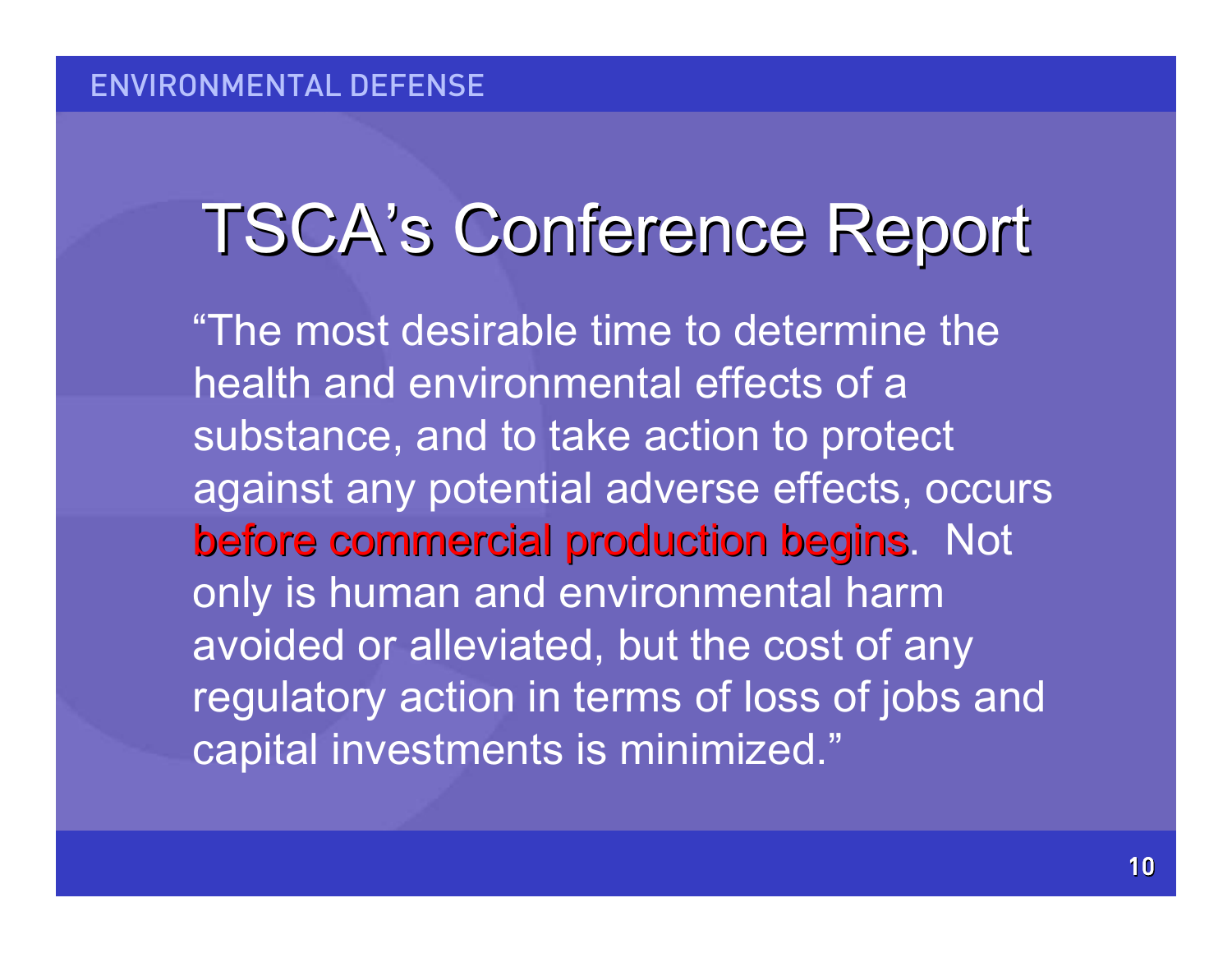# TSCA's Conference Report

"The most desirable time to determine the health and environmental effects of a substance, and to take action to protect against any potential adverse effects, occurs before commercial production begins. Not only is human and environmental harm avoided or alleviated, but the cost of any regulatory action in terms of loss of jobs and capital investments is minimized."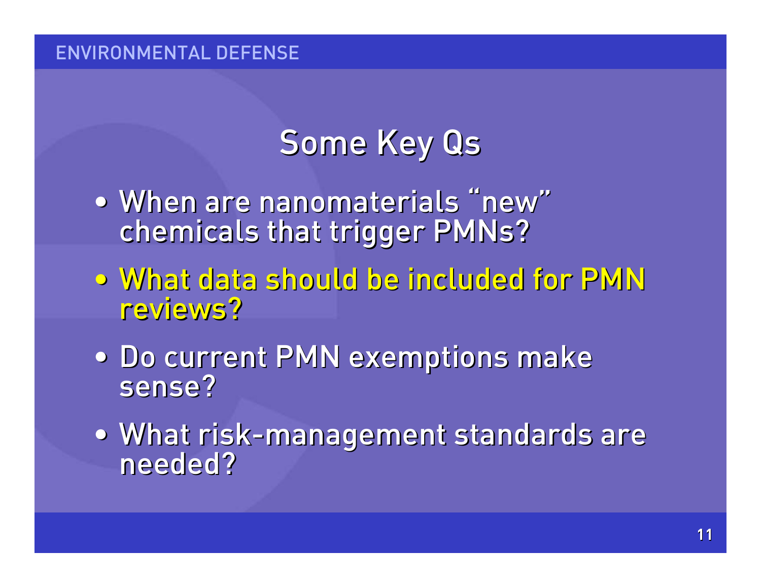# Some Key Qs

- When are nanomaterials "new" chemicals that trigger PMNs?
- What data should be included for PMN reviews?
- Do current PMN exemptions make sense?
- What risk-management standards are needed?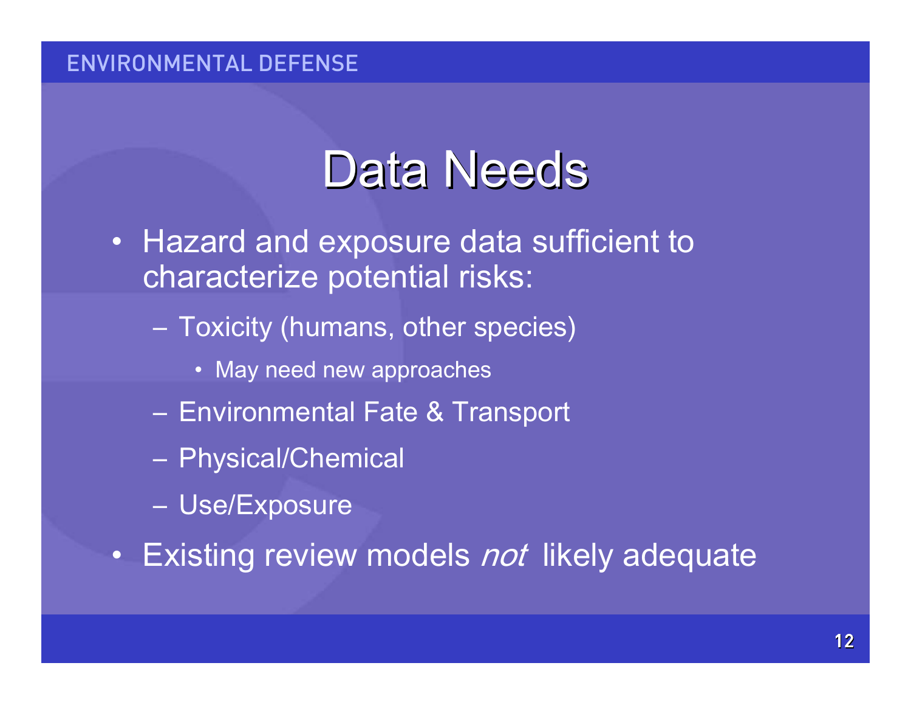# Data Needs

- Hazard and exposure data sufficient to characterize potential risks:
  - Toxicity (humans, other species)
    - May need new approaches
  - Environmental Fate & Transport
  - Physical/Chemical
  - Use/Exposure
- Existing review models *not* likely adequate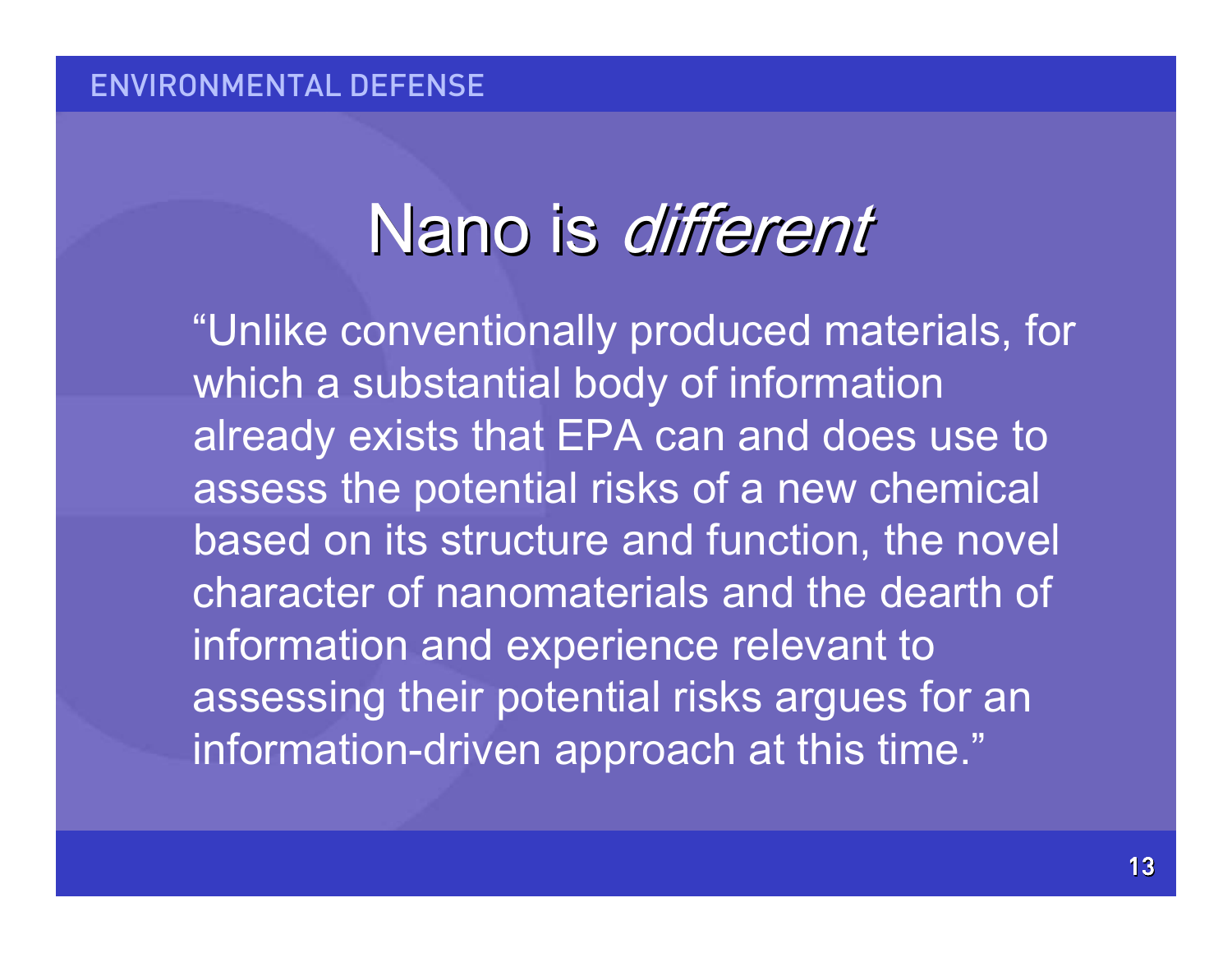# Nano is *different*

"Unlike conventionally produced materials, for which a substantial body of information already exists that EPA can and does use to assess the potential risks of a new chemical based on its structure and function, the novel character of nanomaterials and the dearth of information and experience relevant to assessing their potential risks argues for an information-driven approach at this time."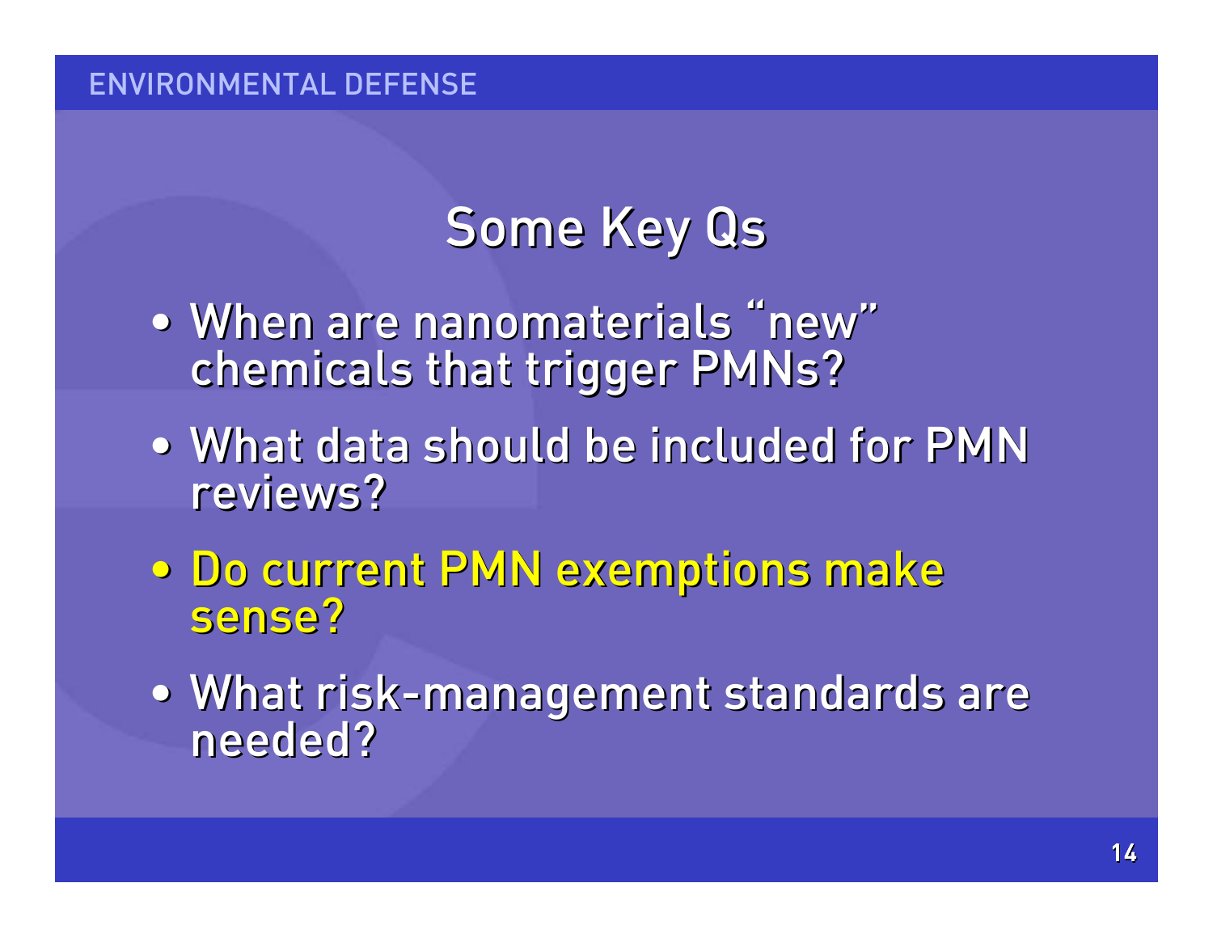# Some Key Qs

- When are nanomaterials "new" chemicals that trigger PMNs?
- What data should be included for PMN reviews?
- Do current PMN exemptions make sense?
- What risk-management standards are needed?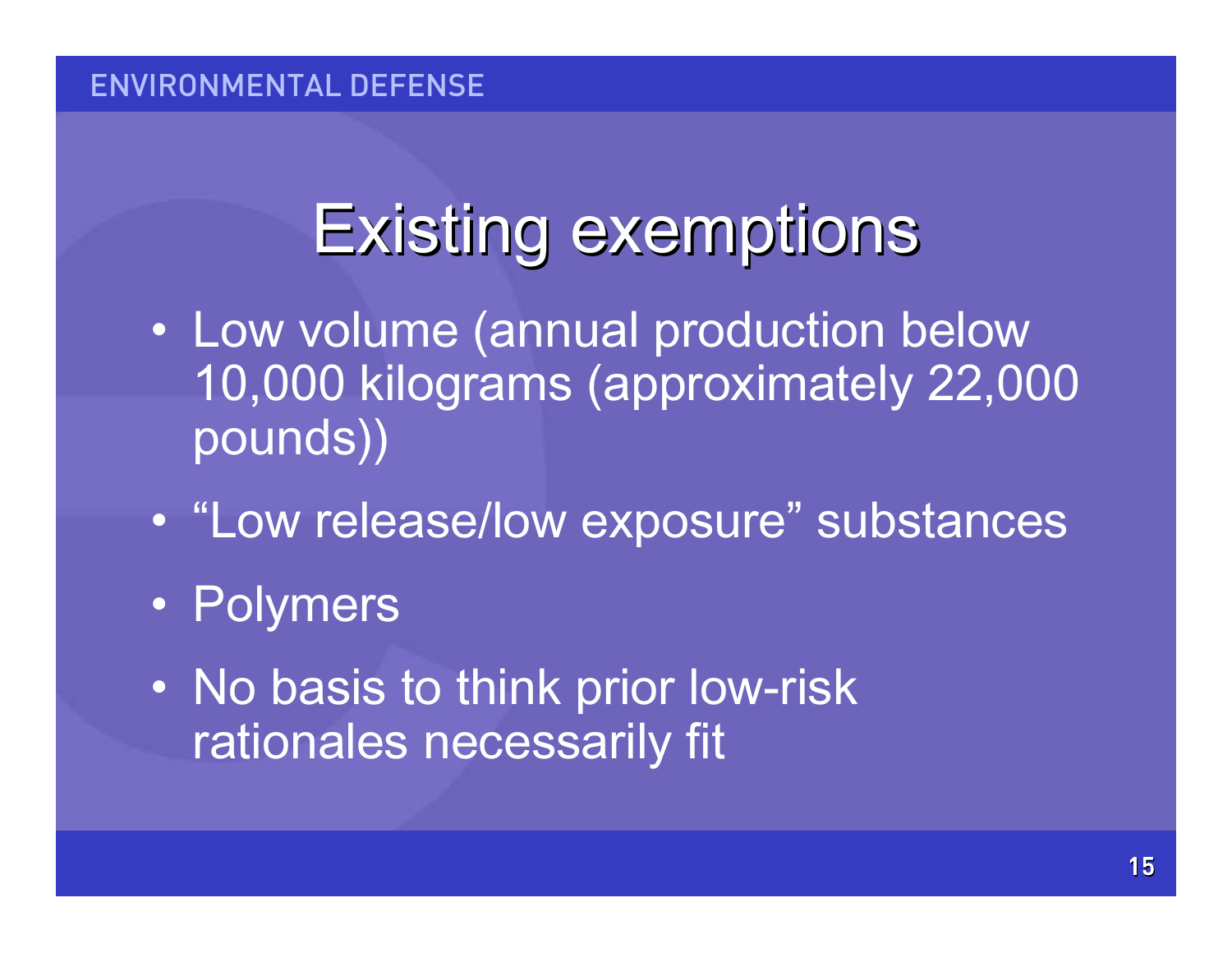# Existing exemptions

- Low volume (annual production below 10,000 kilograms (approximately 22,000 pounds))
- "Low release/low exposure" substances
- Polymers
- No basis to think prior low-risk rationales necessarily fit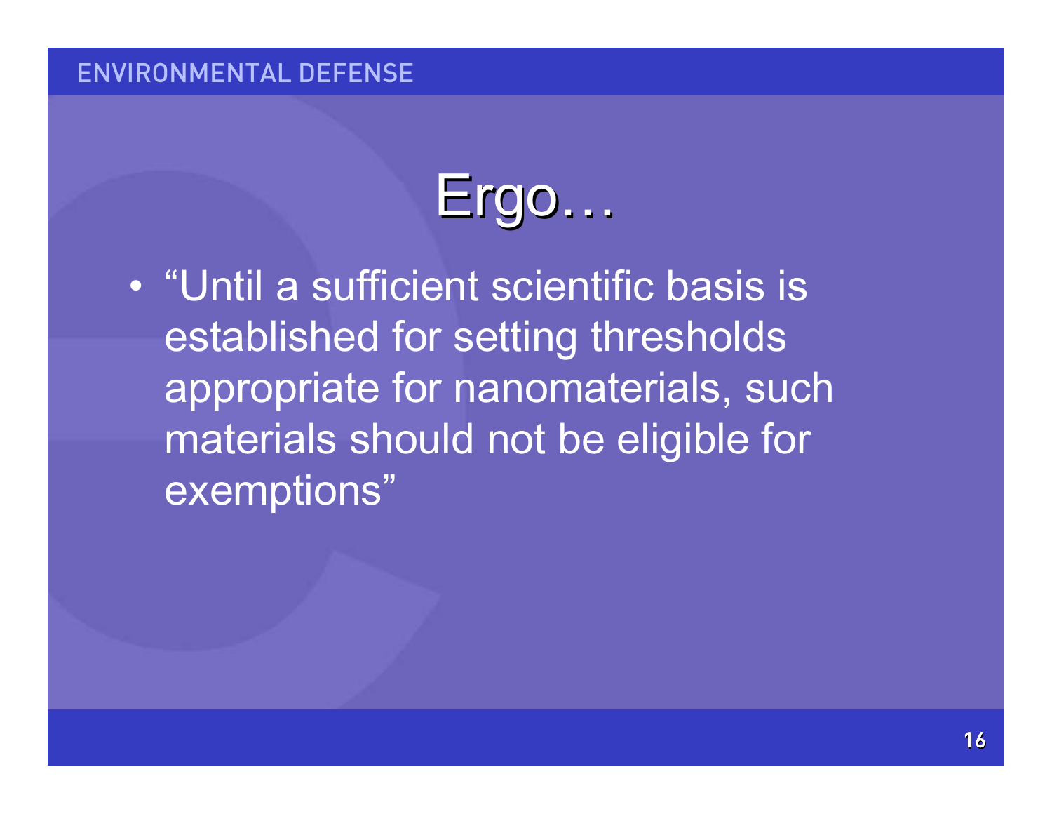# Ergo…

- "Until a sufficient scientific basis is established for setting thresholds appropriate for nanomaterials, such materials should not be eligible for exemptions"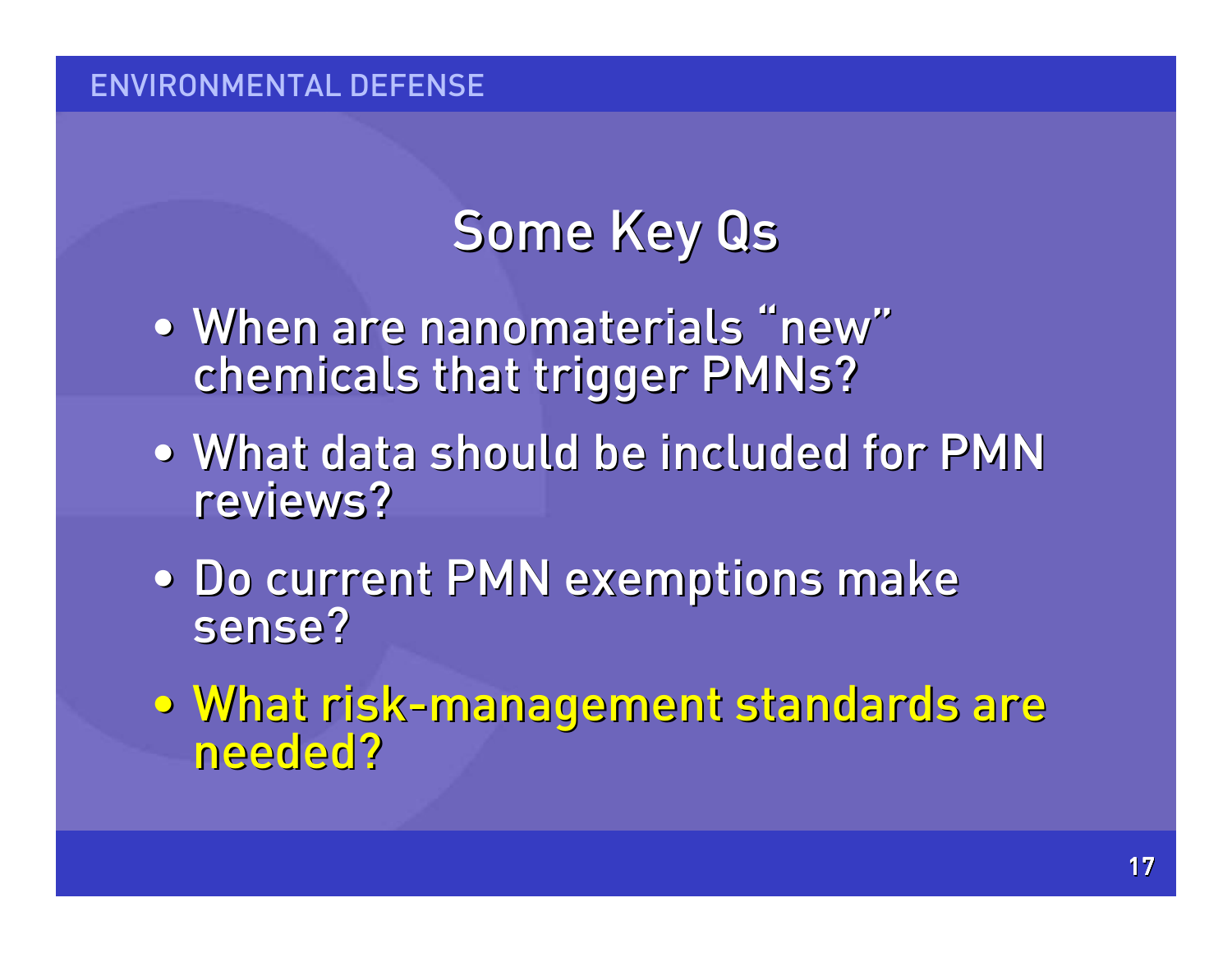# Some Key Qs

- When are nanomaterials "new" chemicals that trigger PMNs?
- What data should be included for PMN reviews?
- Do current PMN exemptions make sense?
- What risk-management standards are needed?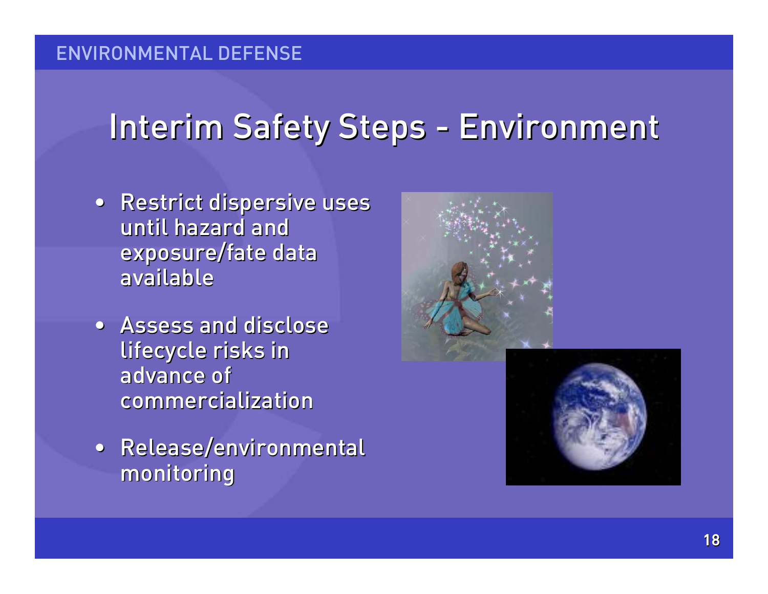# Interim Safety Steps - Environment

- Restrict dispersive uses until hazard and exposure/fate data available
- Assess and disclose lifecycle risks in advance of commercialization
- Release/environmental monitoring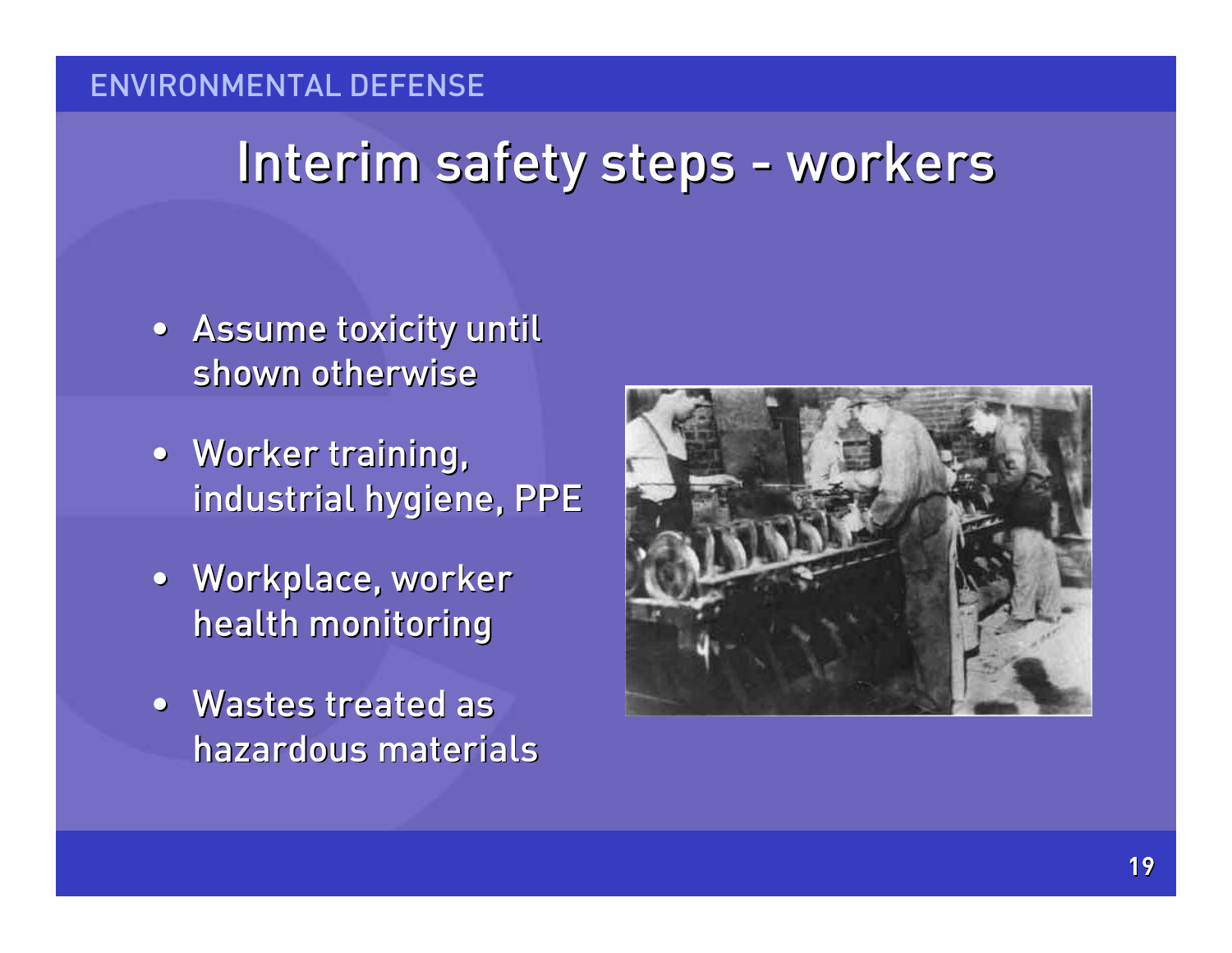# Interim safety steps - workers

- Assume toxicity until shown otherwise
- Worker training, industrial hygiene, PPE
- Workplace, worker health monitoring
- Wastes treated as hazardous materials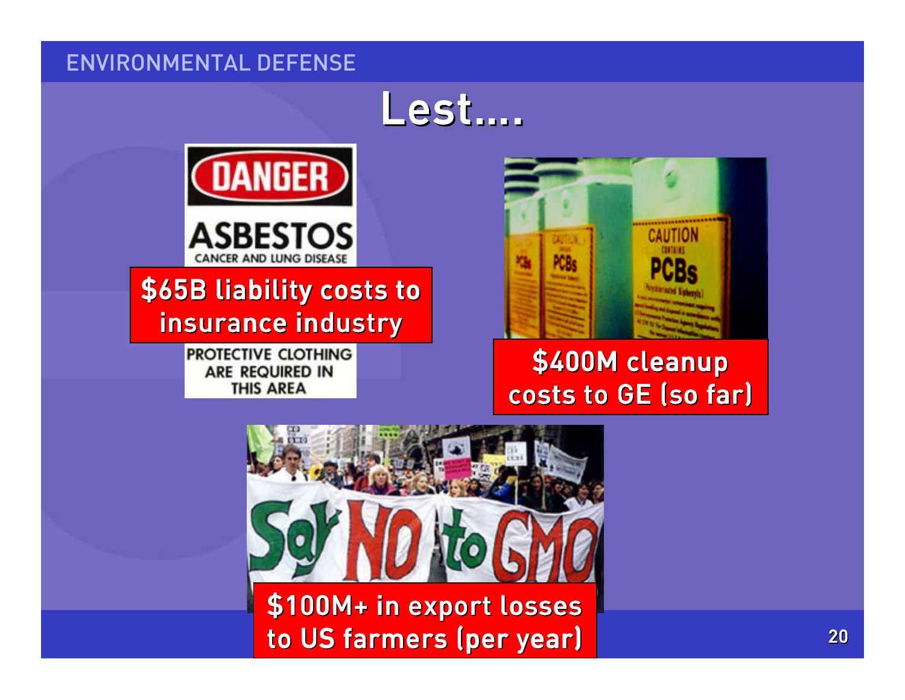# Lest....

**$65B liability costs to insurance industry**

**$400M cleanup costs to GE (so far)**

**$100M+ in export losses to US farmers (per year)**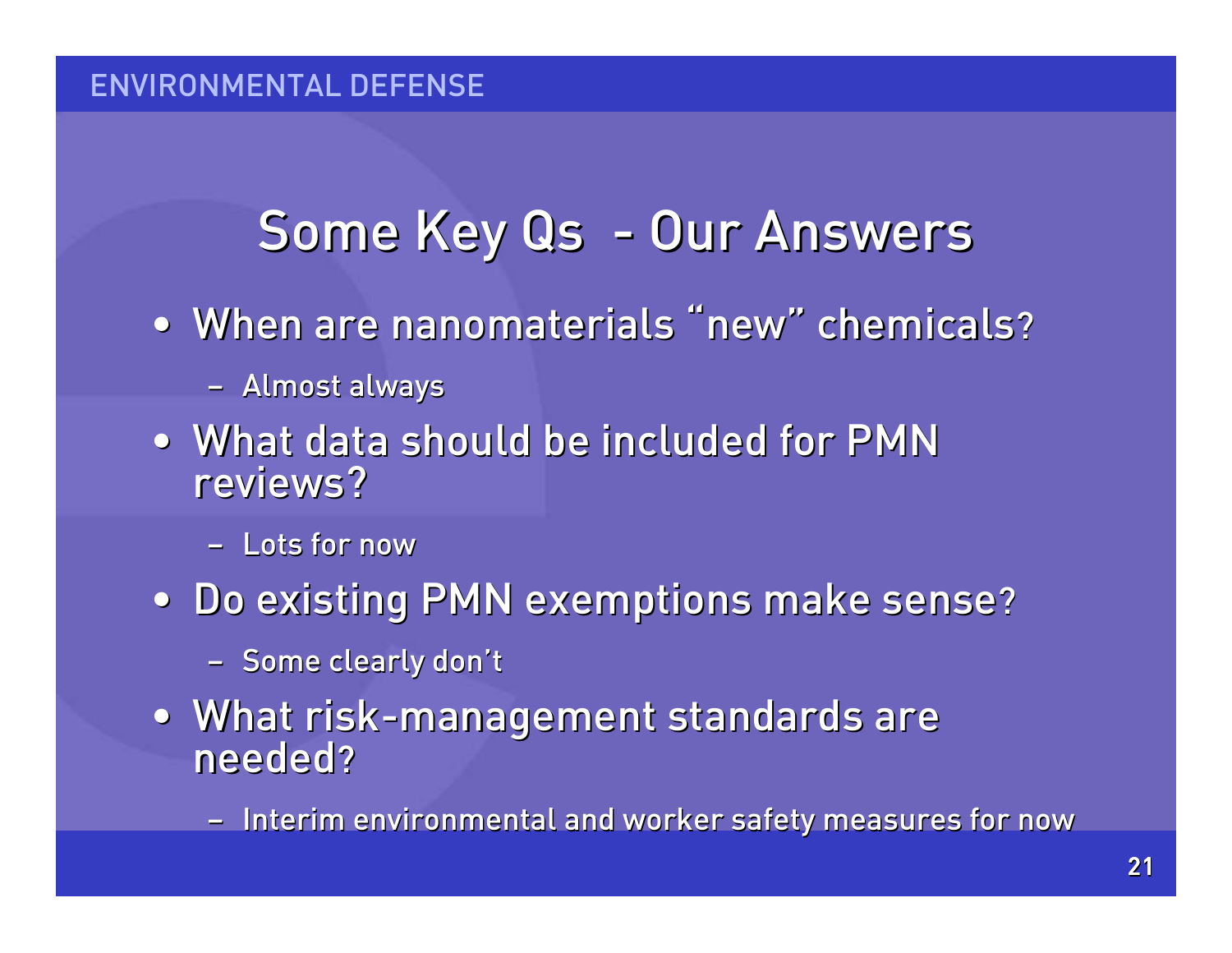# Some Key Qs - Our Answers

- When are nanomaterials "new" chemicals?
  - Almost always
- What data should be included for PMN reviews?
  - Lots for now
- Do existing PMN exemptions make sense?
  - Some clearly don't
- What risk-management standards are needed?
  - Interim environmental and worker safety measures for now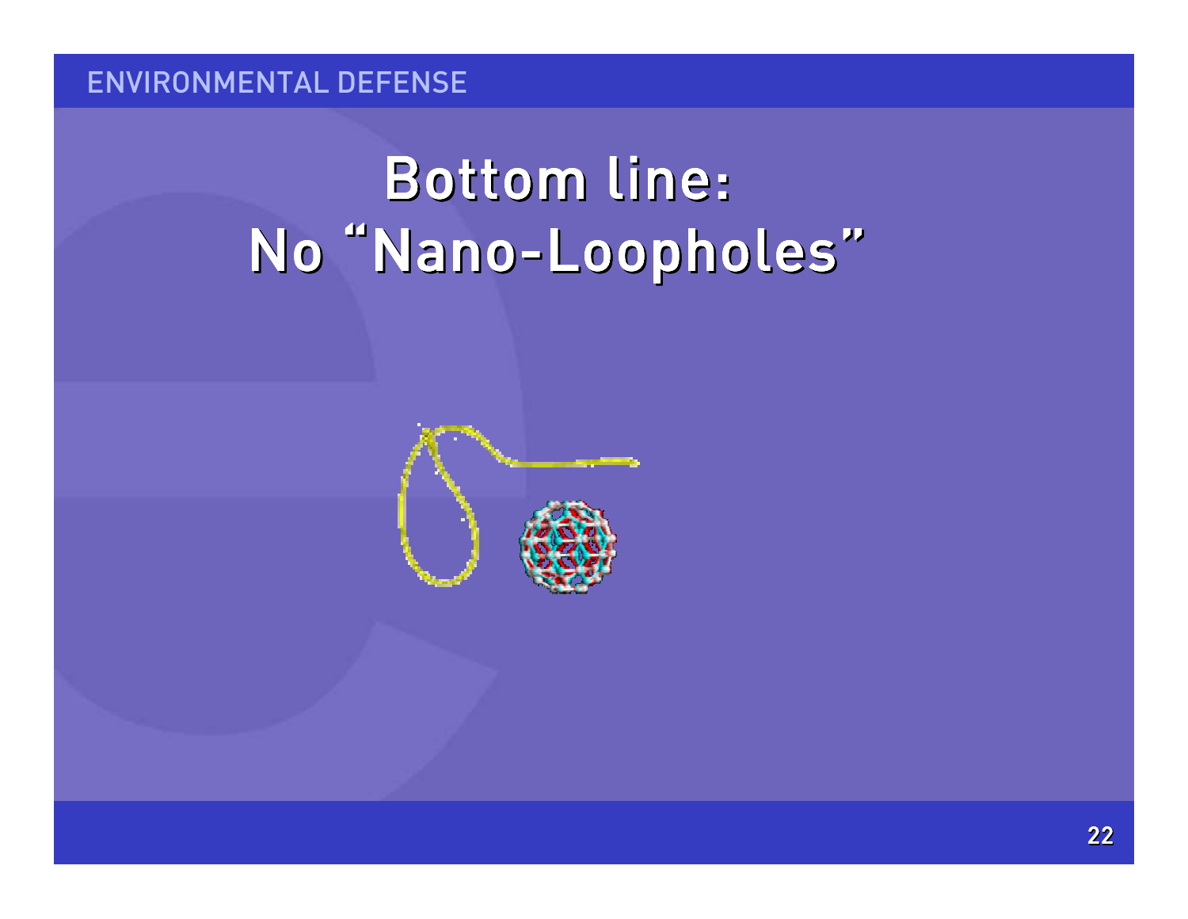# Bottom line: No “Nano-Loopholes”